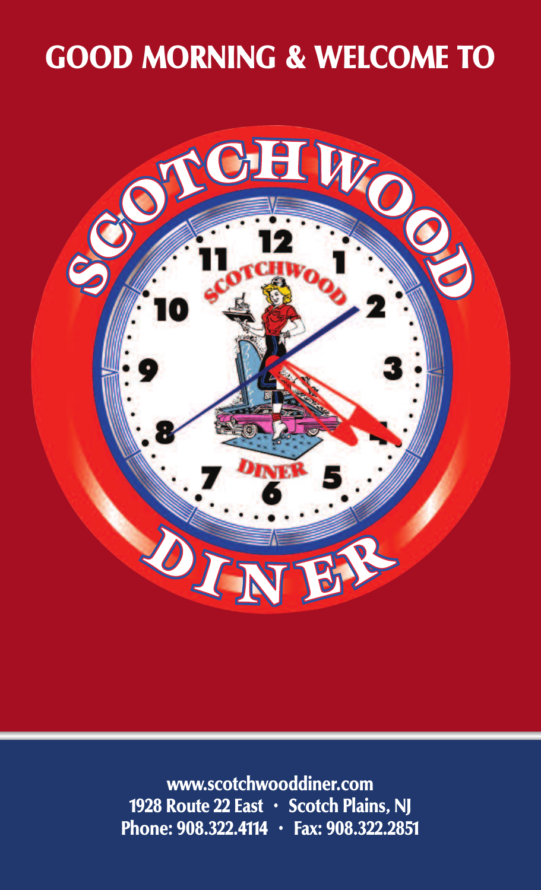# GOOD MORNING & WELCOME TO

# SCOTCHWOOD DINER

**www.scotchwooddiner.com**
**1928 Route 22 East • Scotch Plains, NJ**
**Phone: 908.322.4114 • Fax: 908.322.2851**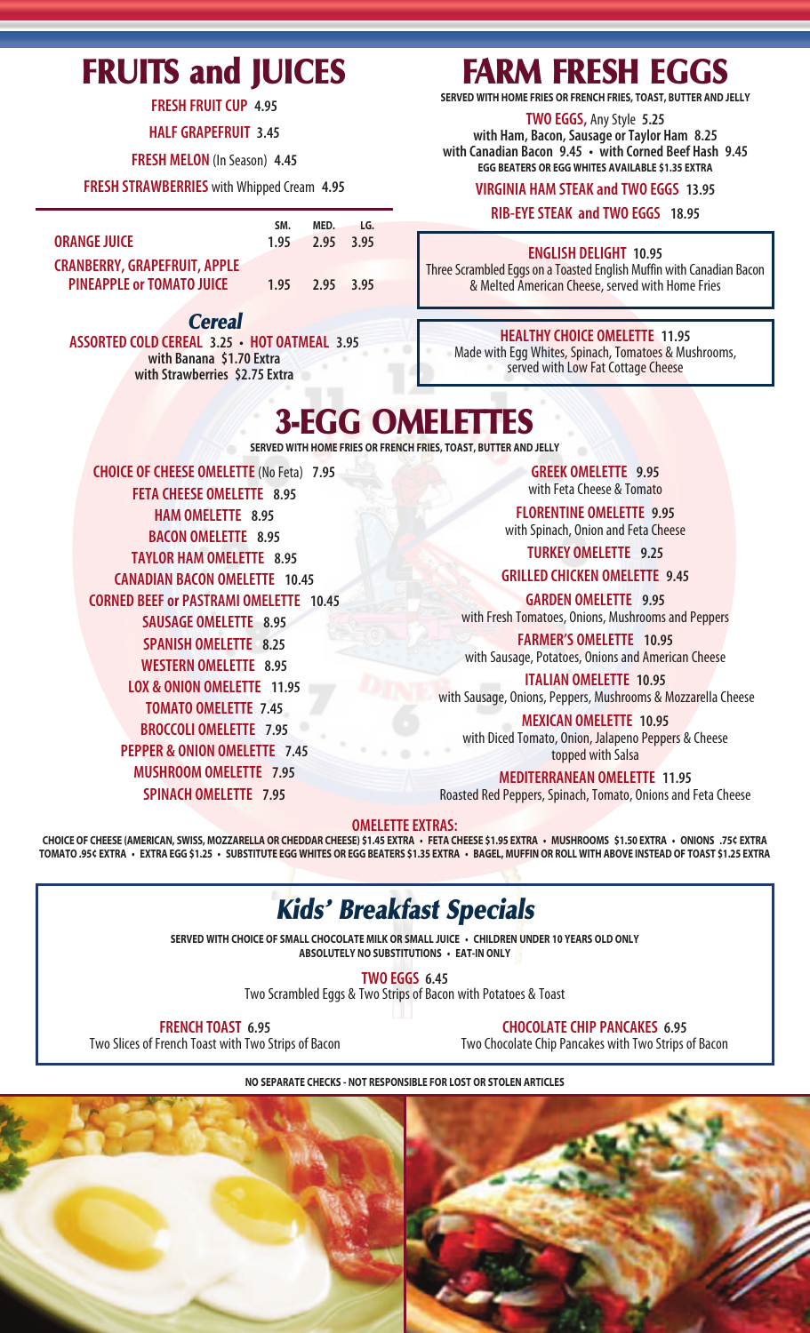# FRUITS and JUICES

**FRESH FRUIT CUP** 4.95

**HALF GRAPEFRUIT** 3.45

**FRESH MELON** (In Season) 4.45

**FRESH STRAWBERRIES** with Whipped Cream 4.95

| | SM. | MED. | LG. |
|---|---|---|---|
| **ORANGE JUICE** | 1.95 | 2.95 | 3.95 |
| **CRANBERRY, GRAPEFRUIT, APPLE PINEAPPLE or TOMATO JUICE** | 1.95 | 2.95 | 3.95 |

## *Cereal*

**ASSORTED COLD CEREAL** 3.25 • **HOT OATMEAL** 3.95
with Banana $1.70 Extra
with Strawberries $2.75 Extra

# FARM FRESH EGGS

**SERVED WITH HOME FRIES OR FRENCH FRIES, TOAST, BUTTER AND JELLY**

**TWO EGGS,** Any Style 5.25
with Ham, Bacon, Sausage or Taylor Ham 8.25
with Canadian Bacon 9.45 • with Corned Beef Hash 9.45
EGG BEATERS OR EGG WHITES AVAILABLE $1.35 EXTRA

**VIRGINIA HAM STEAK and TWO EGGS** 13.95

**RIB-EYE STEAK and TWO EGGS** 18.95

**ENGLISH DELIGHT** 10.95
Three Scrambled Eggs on a Toasted English Muffin with Canadian Bacon & Melted American Cheese, served with Home Fries

**HEALTHY CHOICE OMELETTE** 11.95
Made with Egg Whites, Spinach, Tomatoes & Mushrooms, served with Low Fat Cottage Cheese

# 3-EGG OMELETTES

**SERVED WITH HOME FRIES OR FRENCH FRIES, TOAST, BUTTER AND JELLY**

**CHOICE OF CHEESE OMELETTE** (No Feta) 7.95

**FETA CHEESE OMELETTE** 8.95

**HAM OMELETTE** 8.95

**BACON OMELETTE** 8.95

**TAYLOR HAM OMELETTE** 8.95

**CANADIAN BACON OMELETTE** 10.45

**CORNED BEEF or PASTRAMI OMELETTE** 10.45

**SAUSAGE OMELETTE** 8.95

**SPANISH OMELETTE** 8.25

**WESTERN OMELETTE** 8.95

**LOX & ONION OMELETTE** 11.95

**TOMATO OMELETTE** 7.45

**BROCCOLI OMELETTE** 7.95

**PEPPER & ONION OMELETTE** 7.45

**MUSHROOM OMELETTE** 7.95

**SPINACH OMELETTE** 7.95

**GREEK OMELETTE** 9.95
with Feta Cheese & Tomato

**FLORENTINE OMELETTE** 9.95
with Spinach, Onion and Feta Cheese

**TURKEY OMELETTE** 9.25

**GRILLED CHICKEN OMELETTE** 9.45

**GARDEN OMELETTE** 9.95
with Fresh Tomatoes, Onions, Mushrooms and Peppers

**FARMER'S OMELETTE** 10.95
with Sausage, Potatoes, Onions and American Cheese

**ITALIAN OMELETTE** 10.95
with Sausage, Onions, Peppers, Mushrooms & Mozzarella Cheese

**MEXICAN OMELETTE** 10.95
with Diced Tomato, Onion, Jalapeno Peppers & Cheese topped with Salsa

**MEDITERRANEAN OMELETTE** 11.95
Roasted Red Peppers, Spinach, Tomato, Onions and Feta Cheese

**OMELETTE EXTRAS:**

CHOICE OF CHEESE (AMERICAN, SWISS, MOZZARELLA OR CHEDDAR CHEESE) $1.45 EXTRA • FETA CHEESE $1.95 EXTRA • MUSHROOMS $1.50 EXTRA • ONIONS .75¢ EXTRA
TOMATO .95¢ EXTRA • EXTRA EGG $1.25 • SUBSTITUTE EGG WHITES OR EGG BEATERS $1.35 EXTRA • BAGEL, MUFFIN OR ROLL WITH ABOVE INSTEAD OF TOAST $1.25 EXTRA

## *Kids' Breakfast Specials*

**SERVED WITH CHOICE OF SMALL CHOCOLATE MILK OR SMALL JUICE • CHILDREN UNDER 10 YEARS OLD ONLY**
**ABSOLUTELY NO SUBSTITUTIONS • EAT-IN ONLY**

**TWO EGGS** 6.45
Two Scrambled Eggs & Two Strips of Bacon with Potatoes & Toast

**FRENCH TOAST** 6.95
Two Slices of French Toast with Two Strips of Bacon

**CHOCOLATE CHIP PANCAKES** 6.95
Two Chocolate Chip Pancakes with Two Strips of Bacon

**NO SEPARATE CHECKS - NOT RESPONSIBLE FOR LOST OR STOLEN ARTICLES**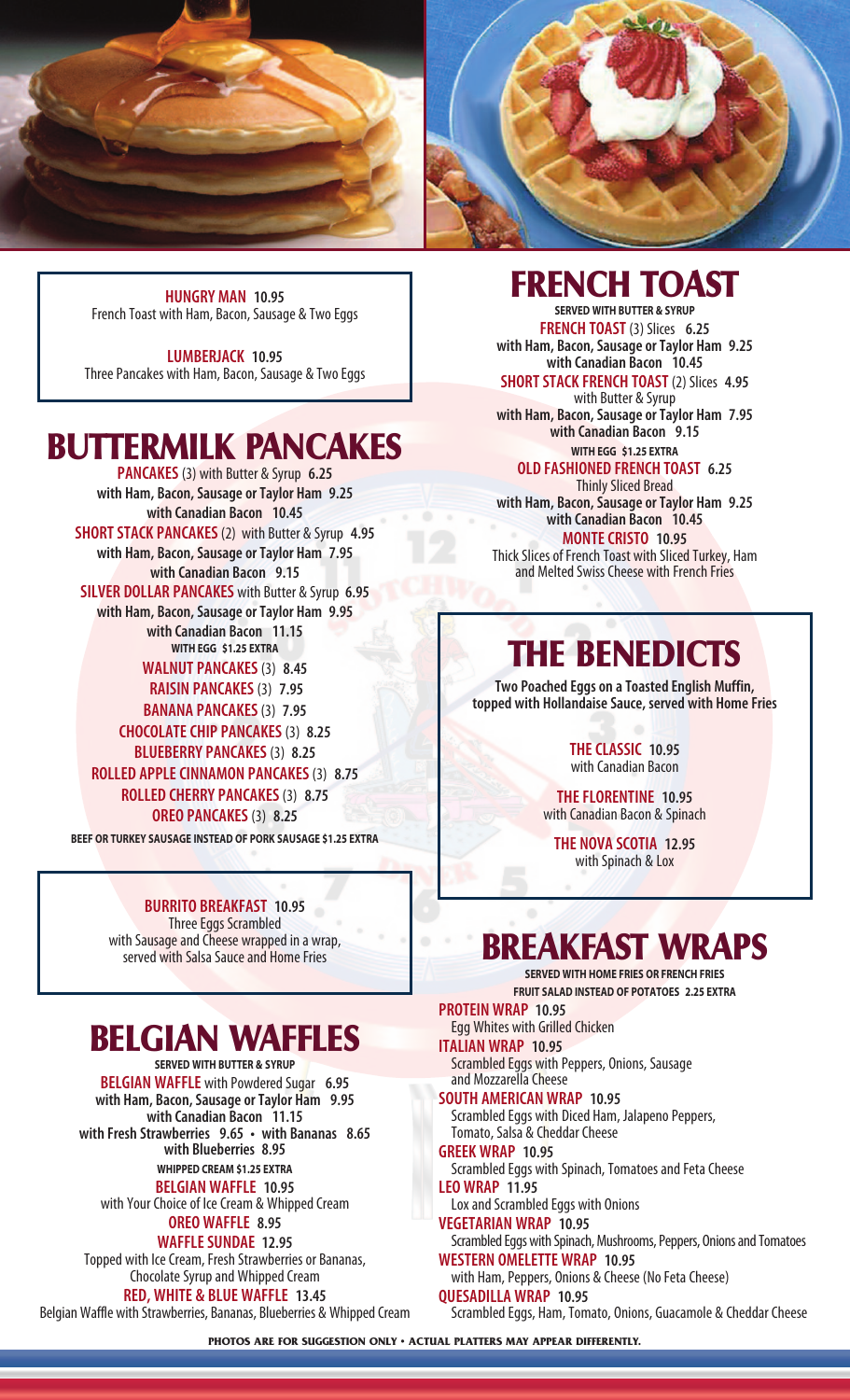**HUNGRY MAN** 10.95
French Toast with Ham, Bacon, Sausage & Two Eggs

**LUMBERJACK** 10.95
Three Pancakes with Ham, Bacon, Sausage & Two Eggs

## BUTTERMILK PANCAKES

**PANCAKES** (3) with Butter & Syrup 6.25
with Ham, Bacon, Sausage or Taylor Ham 9.25
with Canadian Bacon 10.45

**SHORT STACK PANCAKES** (2) with Butter & Syrup 4.95
with Ham, Bacon, Sausage or Taylor Ham 7.95
with Canadian Bacon 9.15

**SILVER DOLLAR PANCAKES** with Butter & Syrup 6.95
with Ham, Bacon, Sausage or Taylor Ham 9.95
with Canadian Bacon 11.15

WITH EGG $1.25 EXTRA

**WALNUT PANCAKES** (3) 8.45

**RAISIN PANCAKES** (3) 7.95

**BANANA PANCAKES** (3) 7.95

**CHOCOLATE CHIP PANCAKES** (3) 8.25

**BLUEBERRY PANCAKES** (3) 8.25

**ROLLED APPLE CINNAMON PANCAKES** (3) 8.75

**ROLLED CHERRY PANCAKES** (3) 8.75

**OREO PANCAKES** (3) 8.25

BEEF OR TURKEY SAUSAGE INSTEAD OF PORK SAUSAGE $1.25 EXTRA

**BURRITO BREAKFAST** 10.95
Three Eggs Scrambled with Sausage and Cheese wrapped in a wrap, served with Salsa Sauce and Home Fries

## BELGIAN WAFFLES

SERVED WITH BUTTER & SYRUP

**BELGIAN WAFFLE** with Powdered Sugar 6.95
with Ham, Bacon, Sausage or Taylor Ham 9.95
with Canadian Bacon 11.15
with Fresh Strawberries 9.65 • with Bananas 8.65
with Blueberries 8.95

WHIPPED CREAM $1.25 EXTRA

**BELGIAN WAFFLE** 10.95
with Your Choice of Ice Cream & Whipped Cream

**OREO WAFFLE** 8.95

**WAFFLE SUNDAE** 12.95
Topped with Ice Cream, Fresh Strawberries or Bananas, Chocolate Syrup and Whipped Cream

**RED, WHITE & BLUE WAFFLE** 13.45
Belgian Waffle with Strawberries, Bananas, Blueberries & Whipped Cream

## FRENCH TOAST

SERVED WITH BUTTER & SYRUP

**FRENCH TOAST** (3) Slices 6.25
with Ham, Bacon, Sausage or Taylor Ham 9.25
with Canadian Bacon 10.45

**SHORT STACK FRENCH TOAST** (2) Slices 4.95
with Butter & Syrup
with Ham, Bacon, Sausage or Taylor Ham 7.95
with Canadian Bacon 9.15

WITH EGG $1.25 EXTRA

**OLD FASHIONED FRENCH TOAST** 6.25
Thinly Sliced Bread
with Ham, Bacon, Sausage or Taylor Ham 9.25
with Canadian Bacon 10.45

**MONTE CRISTO** 10.95
Thick Slices of French Toast with Sliced Turkey, Ham and Melted Swiss Cheese with French Fries

## THE BENEDICTS

**Two Poached Eggs on a Toasted English Muffin, topped with Hollandaise Sauce, served with Home Fries**

**THE CLASSIC** 10.95
with Canadian Bacon

**THE FLORENTINE** 10.95
with Canadian Bacon & Spinach

**THE NOVA SCOTIA** 12.95
with Spinach & Lox

## BREAKFAST WRAPS

SERVED WITH HOME FRIES OR FRENCH FRIES
FRUIT SALAD INSTEAD OF POTATOES 2.25 EXTRA

**PROTEIN WRAP** 10.95
Egg Whites with Grilled Chicken

**ITALIAN WRAP** 10.95
Scrambled Eggs with Peppers, Onions, Sausage and Mozzarella Cheese

**SOUTH AMERICAN WRAP** 10.95
Scrambled Eggs with Diced Ham, Jalapeno Peppers, Tomato, Salsa & Cheddar Cheese

**GREEK WRAP** 10.95
Scrambled Eggs with Spinach, Tomatoes and Feta Cheese

**LEO WRAP** 11.95
Lox and Scrambled Eggs with Onions

**VEGETARIAN WRAP** 10.95
Scrambled Eggs with Spinach, Mushrooms, Peppers, Onions and Tomatoes

**WESTERN OMELETTE WRAP** 10.95
with Ham, Peppers, Onions & Cheese (No Feta Cheese)

**QUESADILLA WRAP** 10.95
Scrambled Eggs, Ham, Tomato, Onions, Guacamole & Cheddar Cheese

PHOTOS ARE FOR SUGGESTION ONLY • ACTUAL PLATTERS MAY APPEAR DIFFERENTLY.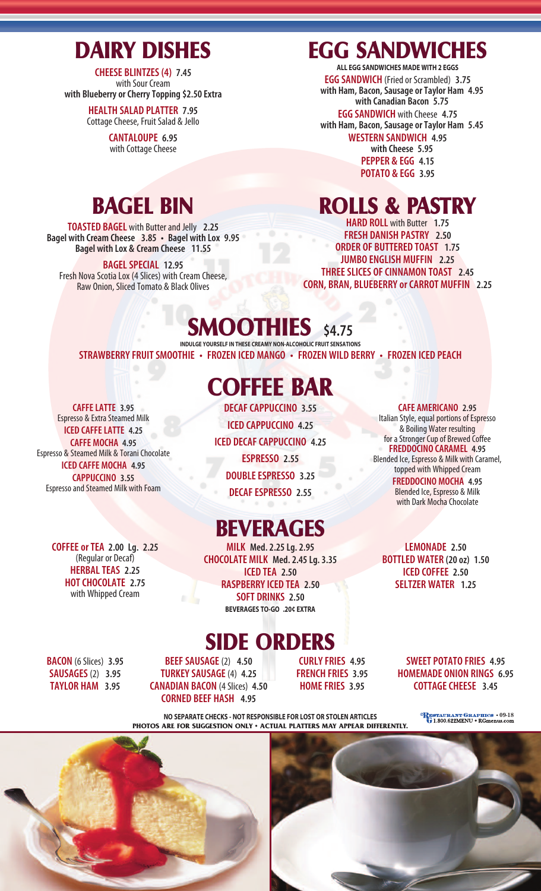## DAIRY DISHES

**CHEESE BLINTZES (4)** 7.45
with Sour Cream
with Blueberry or Cherry Topping $2.50 Extra

**HEALTH SALAD PLATTER** 7.95
Cottage Cheese, Fruit Salad & Jello

**CANTALOUPE** 6.95
with Cottage Cheese

## EGG SANDWICHES

ALL EGG SANDWICHES MADE WITH 2 EGGS

**EGG SANDWICH** (Fried or Scrambled) 3.75
with Ham, Bacon, Sausage or Taylor Ham 4.95
with Canadian Bacon 5.75

**EGG SANDWICH** with Cheese 4.75
with Ham, Bacon, Sausage or Taylor Ham 5.45

**WESTERN SANDWICH** 4.95
with Cheese 5.95

**PEPPER & EGG** 4.15

**POTATO & EGG** 3.95

## BAGEL BIN

**TOASTED BAGEL** with Butter and Jelly 2.25
Bagel with Cream Cheese 3.85 • Bagel with Lox 9.95
Bagel with Lox & Cream Cheese 11.55

**BAGEL SPECIAL** 12.95
Fresh Nova Scotia Lox (4 Slices) with Cream Cheese, Raw Onion, Sliced Tomato & Black Olives

## ROLLS & PASTRY

**HARD ROLL** with Butter 1.75

**FRESH DANISH PASTRY** 2.50

**ORDER OF BUTTERED TOAST** 1.75

**JUMBO ENGLISH MUFFIN** 2.25

**THREE SLICES OF CINNAMON TOAST** 2.45

**CORN, BRAN, BLUEBERRY or CARROT MUFFIN** 2.25

## SMOOTHIES $4.75

INDULGE YOURSELF IN THESE CREAMY NON-ALCOHOLIC FRUIT SENSATIONS

STRAWBERRY FRUIT SMOOTHIE • FROZEN ICED MANGO • FROZEN WILD BERRY • FROZEN ICED PEACH

## COFFEE BAR

**CAFFE LATTE** 3.95
Espresso & Extra Steamed Milk

**ICED CAFFE LATTE** 4.25

**CAFFE MOCHA** 4.95
Espresso & Steamed Milk & Torani Chocolate

**ICED CAFFE MOCHA** 4.95

**CAPPUCCINO** 3.55
Espresso and Steamed Milk with Foam

**DECAF CAPPUCCINO** 3.55

**ICED CAPPUCCINO** 4.25

**ICED DECAF CAPPUCCINO** 4.25

**ESPRESSO** 2.55

**DOUBLE ESPRESSO** 3.25

**DECAF ESPRESSO** 2.55

**CAFE AMERICANO** 2.95
Italian Style, equal portions of Espresso & Boiling Water resulting for a Stronger Cup of Brewed Coffee

**FREDDOCINO CARAMEL** 4.95
Blended Ice, Espresso & Milk with Caramel, topped with Whipped Cream

**FREDDOCINO MOCHA** 4.95
Blended Ice, Espresso & Milk with Dark Mocha Chocolate

## BEVERAGES

**COFFEE or TEA** 2.00 Lg. 2.25
(Regular or Decaf)

**HERBAL TEAS** 2.25

**HOT CHOCOLATE** 2.75
with Whipped Cream

**MILK** Med. 2.25 Lg. 2.95

**CHOCOLATE MILK** Med. 2.45 Lg. 3.35

**ICED TEA** 2.50

**RASPBERRY ICED TEA** 2.50

**SOFT DRINKS** 2.50

BEVERAGES TO-GO .20¢ EXTRA

**LEMONADE** 2.50

**BOTTLED WATER (20 oz)** 1.50

**ICED COFFEE** 2.50

**SELTZER WATER** 1.25

## SIDE ORDERS

**BACON** (6 Slices) 3.95

**SAUSAGES** (2) 3.95

**TAYLOR HAM** 3.95

**BEEF SAUSAGE** (2) 4.50

**TURKEY SAUSAGE** (4) 4.25

**CANADIAN BACON** (4 Slices) 4.50

**CORNED BEEF HASH** 4.95

**CURLY FRIES** 4.95

**FRENCH FRIES** 3.95

**HOME FRIES** 3.95

**SWEET POTATO FRIES** 4.95

**HOMEMADE ONION RINGS** 6.95

**COTTAGE CHEESE** 3.45

NO SEPARATE CHECKS - NOT RESPONSIBLE FOR LOST OR STOLEN ARTICLES
PHOTOS ARE FOR SUGGESTION ONLY • ACTUAL PLATTERS MAY APPEAR DIFFERENTLY.

©Restaurant Graphics • 09-18
1.800.622MENU • RGmenus.com